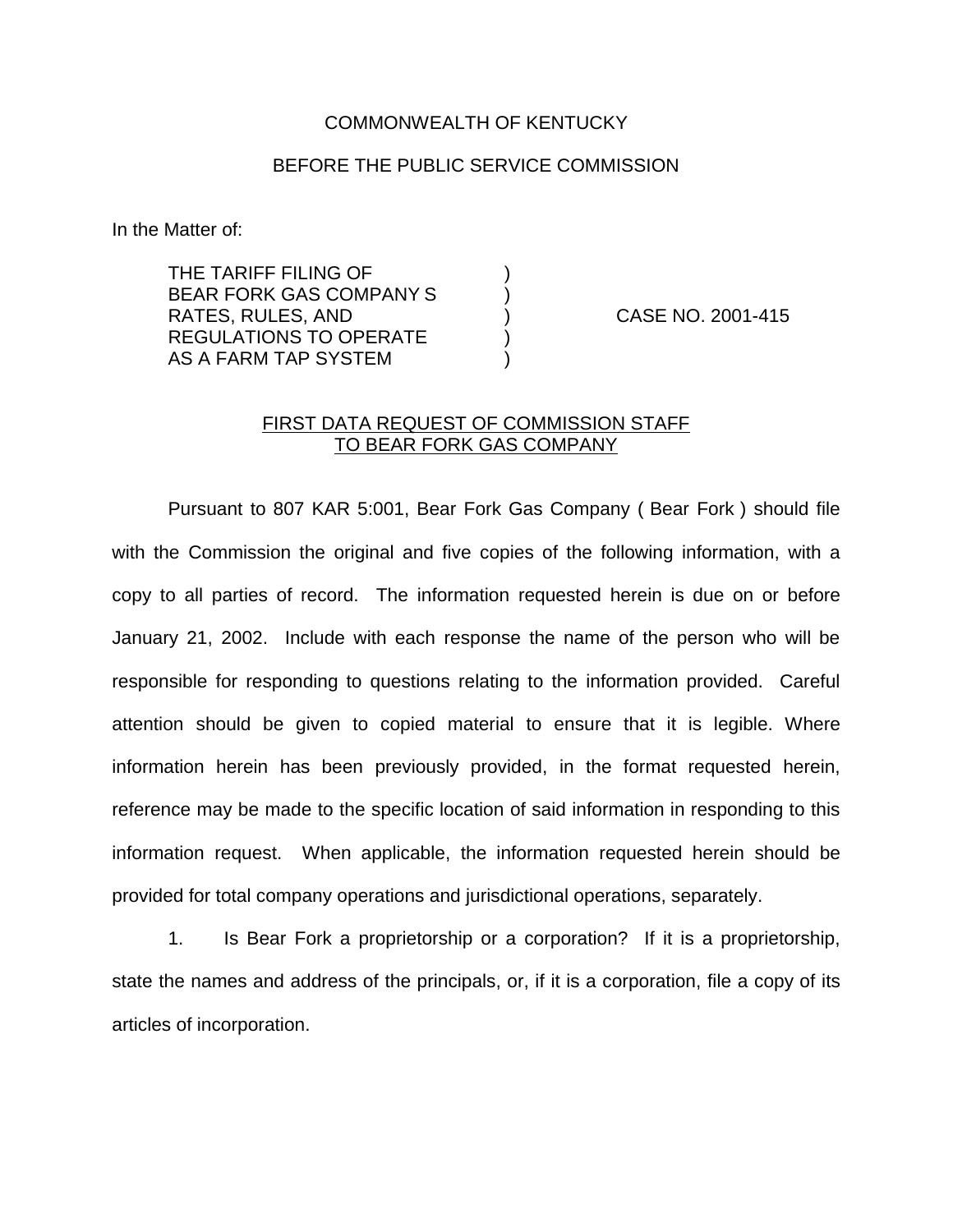COMMONWEALTH OF KENTUCKY

BEFORE THE PUBLIC SERVICE COMMISSION

In the Matter of:

THE TARIFF FILING OF )
BEAR FORK GAS COMPANY S )
RATES, RULES, AND ) CASE NO. 2001-415
REGULATIONS TO OPERATE )
AS A FARM TAP SYSTEM )

<u>FIRST DATA REQUEST OF COMMISSION STAFF TO BEAR FORK GAS COMPANY</u>

Pursuant to 807 KAR 5:001, Bear Fork Gas Company ( Bear Fork ) should file with the Commission the original and five copies of the following information, with a copy to all parties of record. The information requested herein is due on or before January 21, 2002. Include with each response the name of the person who will be responsible for responding to questions relating to the information provided. Careful attention should be given to copied material to ensure that it is legible. Where information herein has been previously provided, in the format requested herein, reference may be made to the specific location of said information in responding to this information request. When applicable, the information requested herein should be provided for total company operations and jurisdictional operations, separately.

1. Is Bear Fork a proprietorship or a corporation? If it is a proprietorship, state the names and address of the principals, or, if it is a corporation, file a copy of its articles of incorporation.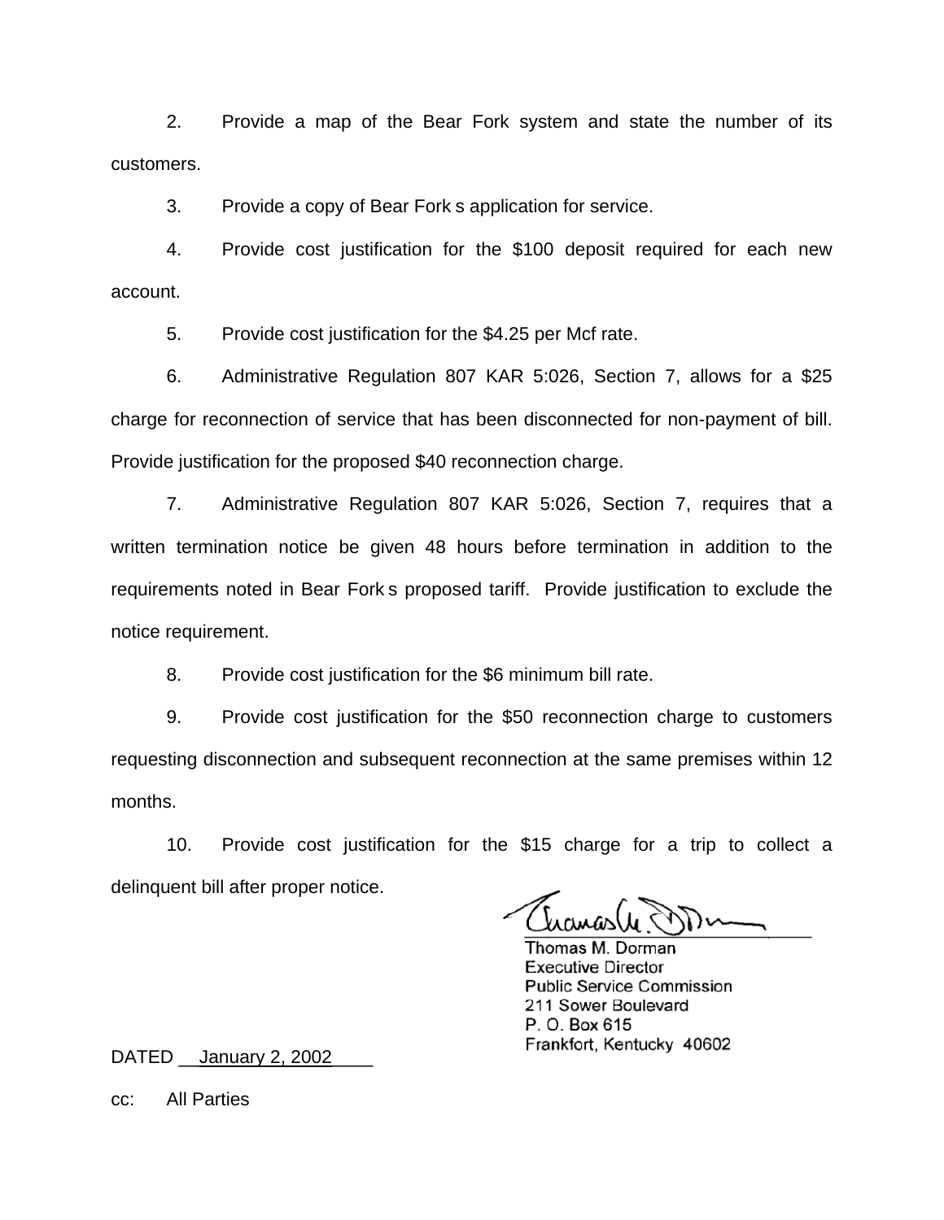2. Provide a map of the Bear Fork system and state the number of its customers.

3. Provide a copy of Bear Fork s application for service.

4. Provide cost justification for the $100 deposit required for each new account.

5. Provide cost justification for the $4.25 per Mcf rate.

6. Administrative Regulation 807 KAR 5:026, Section 7, allows for a $25 charge for reconnection of service that has been disconnected for non-payment of bill. Provide justification for the proposed $40 reconnection charge.

7. Administrative Regulation 807 KAR 5:026, Section 7, requires that a written termination notice be given 48 hours before termination in addition to the requirements noted in Bear Fork s proposed tariff. Provide justification to exclude the notice requirement.

8. Provide cost justification for the $6 minimum bill rate.

9. Provide cost justification for the $50 reconnection charge to customers requesting disconnection and subsequent reconnection at the same premises within 12 months.

10. Provide cost justification for the $15 charge for a trip to collect a delinquent bill after proper notice.

Thomas M. Dorman
Executive Director
Public Service Commission
211 Sower Boulevard
P. O. Box 615
Frankfort, Kentucky 40602

DATED January 2, 2002

cc: All Parties